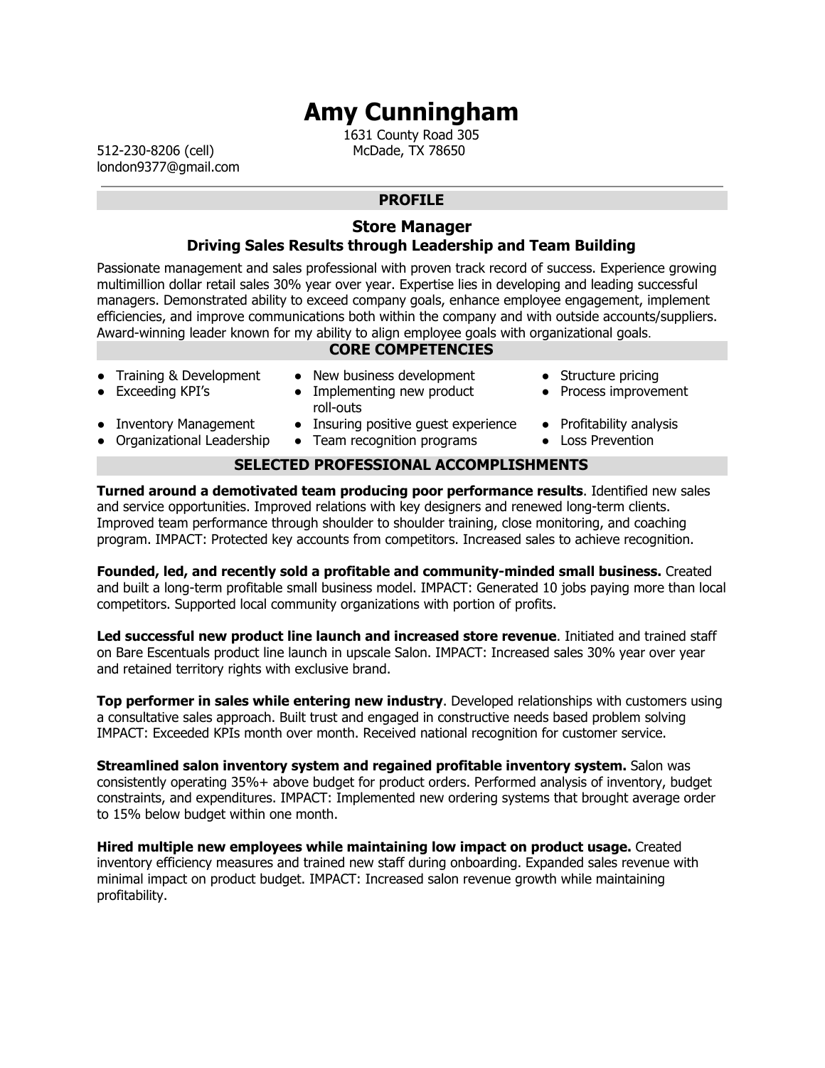# Amy Cunningham

1631 County Road 305
McDade, TX 78650

512-230-8206 (cell)
london9377@gmail.com

## PROFILE

### Store Manager

**Driving Sales Results through Leadership and Team Building**

Passionate management and sales professional with proven track record of success. Experience growing multimillion dollar retail sales 30% year over year. Expertise lies in developing and leading successful managers. Demonstrated ability to exceed company goals, enhance employee engagement, implement efficiencies, and improve communications both within the company and with outside accounts/suppliers. Award-winning leader known for my ability to align employee goals with organizational goals.

## CORE COMPETENCIES

- Training & Development
- Exceeding KPI's
- Inventory Management
- Organizational Leadership
- New business development
- Implementing new product roll-outs
- Insuring positive guest experience
- Team recognition programs
- Structure pricing
- Process improvement
- Profitability analysis
- Loss Prevention

## SELECTED PROFESSIONAL ACCOMPLISHMENTS

**Turned around a demotivated team producing poor performance results**. Identified new sales and service opportunities. Improved relations with key designers and renewed long-term clients. Improved team performance through shoulder to shoulder training, close monitoring, and coaching program. IMPACT: Protected key accounts from competitors. Increased sales to achieve recognition.

**Founded, led, and recently sold a profitable and community-minded small business.** Created and built a long-term profitable small business model. IMPACT: Generated 10 jobs paying more than local competitors. Supported local community organizations with portion of profits.

**Led successful new product line launch and increased store revenue**. Initiated and trained staff on Bare Escentuals product line launch in upscale Salon. IMPACT: Increased sales 30% year over year and retained territory rights with exclusive brand.

**Top performer in sales while entering new industry**. Developed relationships with customers using a consultative sales approach. Built trust and engaged in constructive needs based problem solving IMPACT: Exceeded KPIs month over month. Received national recognition for customer service.

**Streamlined salon inventory system and regained profitable inventory system.** Salon was consistently operating 35%+ above budget for product orders. Performed analysis of inventory, budget constraints, and expenditures. IMPACT: Implemented new ordering systems that brought average order to 15% below budget within one month.

**Hired multiple new employees while maintaining low impact on product usage.** Created inventory efficiency measures and trained new staff during onboarding. Expanded sales revenue with minimal impact on product budget. IMPACT: Increased salon revenue growth while maintaining profitability.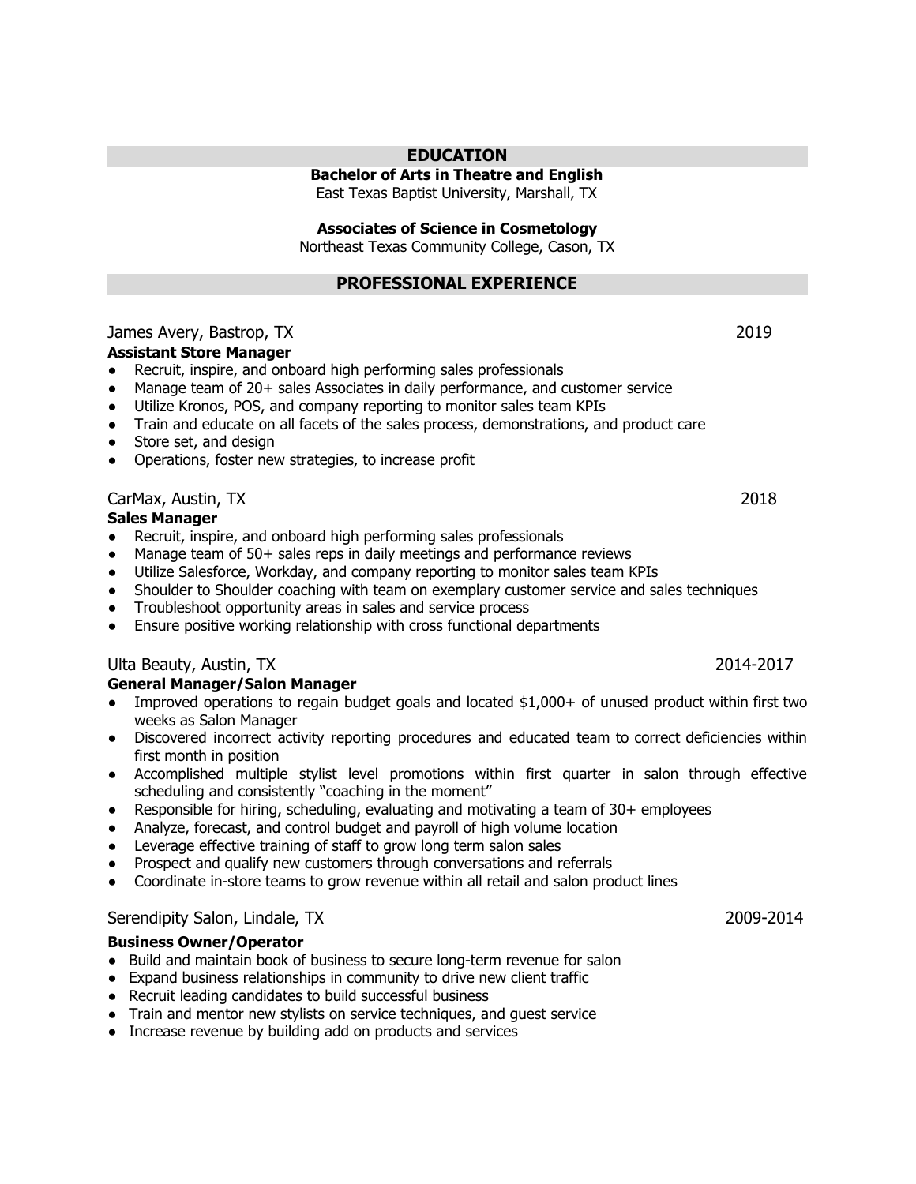## EDUCATION

**Bachelor of Arts in Theatre and English**
East Texas Baptist University, Marshall, TX

**Associates of Science in Cosmetology**
Northeast Texas Community College, Cason, TX

## PROFESSIONAL EXPERIENCE

James Avery, Bastrop, TX 2019
**Assistant Store Manager**

- Recruit, inspire, and onboard high performing sales professionals
- Manage team of 20+ sales Associates in daily performance, and customer service
- Utilize Kronos, POS, and company reporting to monitor sales team KPIs
- Train and educate on all facets of the sales process, demonstrations, and product care
- Store set, and design
- Operations, foster new strategies, to increase profit

CarMax, Austin, TX 2018
**Sales Manager**

- Recruit, inspire, and onboard high performing sales professionals
- Manage team of 50+ sales reps in daily meetings and performance reviews
- Utilize Salesforce, Workday, and company reporting to monitor sales team KPIs
- Shoulder to Shoulder coaching with team on exemplary customer service and sales techniques
- Troubleshoot opportunity areas in sales and service process
- Ensure positive working relationship with cross functional departments

Ulta Beauty, Austin, TX 2014-2017
**General Manager/Salon Manager**

- Improved operations to regain budget goals and located $1,000+ of unused product within first two weeks as Salon Manager
- Discovered incorrect activity reporting procedures and educated team to correct deficiencies within first month in position
- Accomplished multiple stylist level promotions within first quarter in salon through effective scheduling and consistently "coaching in the moment"
- Responsible for hiring, scheduling, evaluating and motivating a team of 30+ employees
- Analyze, forecast, and control budget and payroll of high volume location
- Leverage effective training of staff to grow long term salon sales
- Prospect and qualify new customers through conversations and referrals
- Coordinate in-store teams to grow revenue within all retail and salon product lines

Serendipity Salon, Lindale, TX 2009-2014
**Business Owner/Operator**

- Build and maintain book of business to secure long-term revenue for salon
- Expand business relationships in community to drive new client traffic
- Recruit leading candidates to build successful business
- Train and mentor new stylists on service techniques, and guest service
- Increase revenue by building add on products and services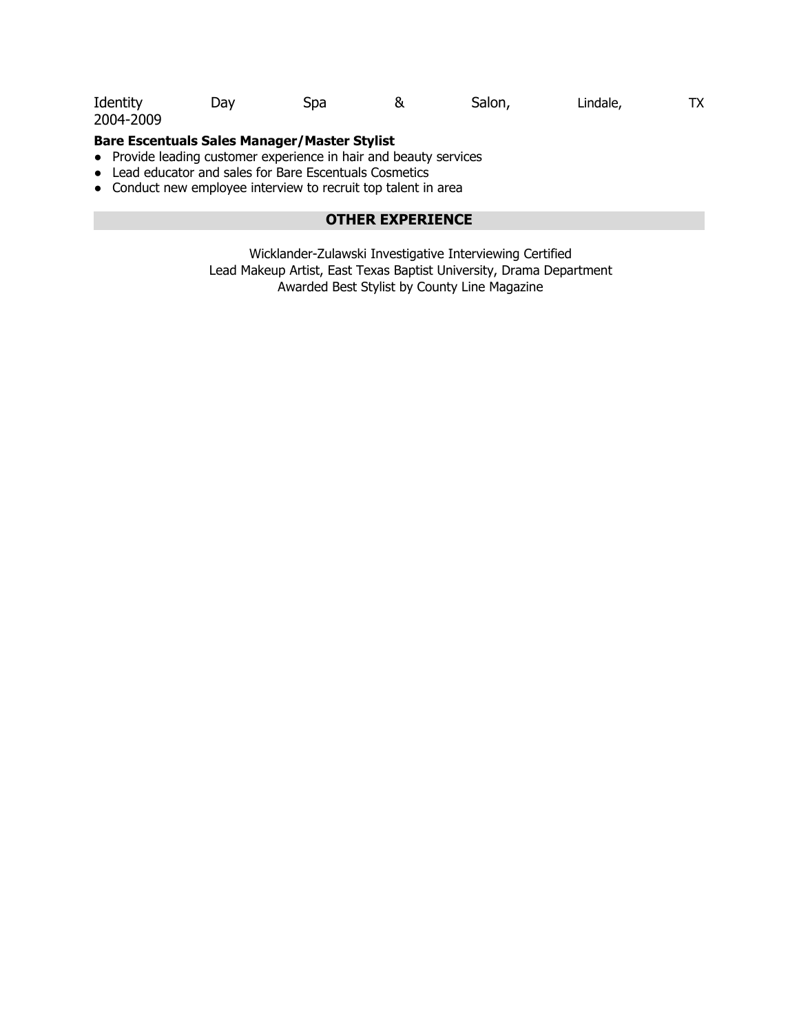Identity Day Spa & Salon, Lindale, TX 2004-2009

**Bare Escentuals Sales Manager/Master Stylist**

- Provide leading customer experience in hair and beauty services
- Lead educator and sales for Bare Escentuals Cosmetics
- Conduct new employee interview to recruit top talent in area

## OTHER EXPERIENCE

Wicklander-Zulawski Investigative Interviewing Certified
Lead Makeup Artist, East Texas Baptist University, Drama Department
Awarded Best Stylist by County Line Magazine